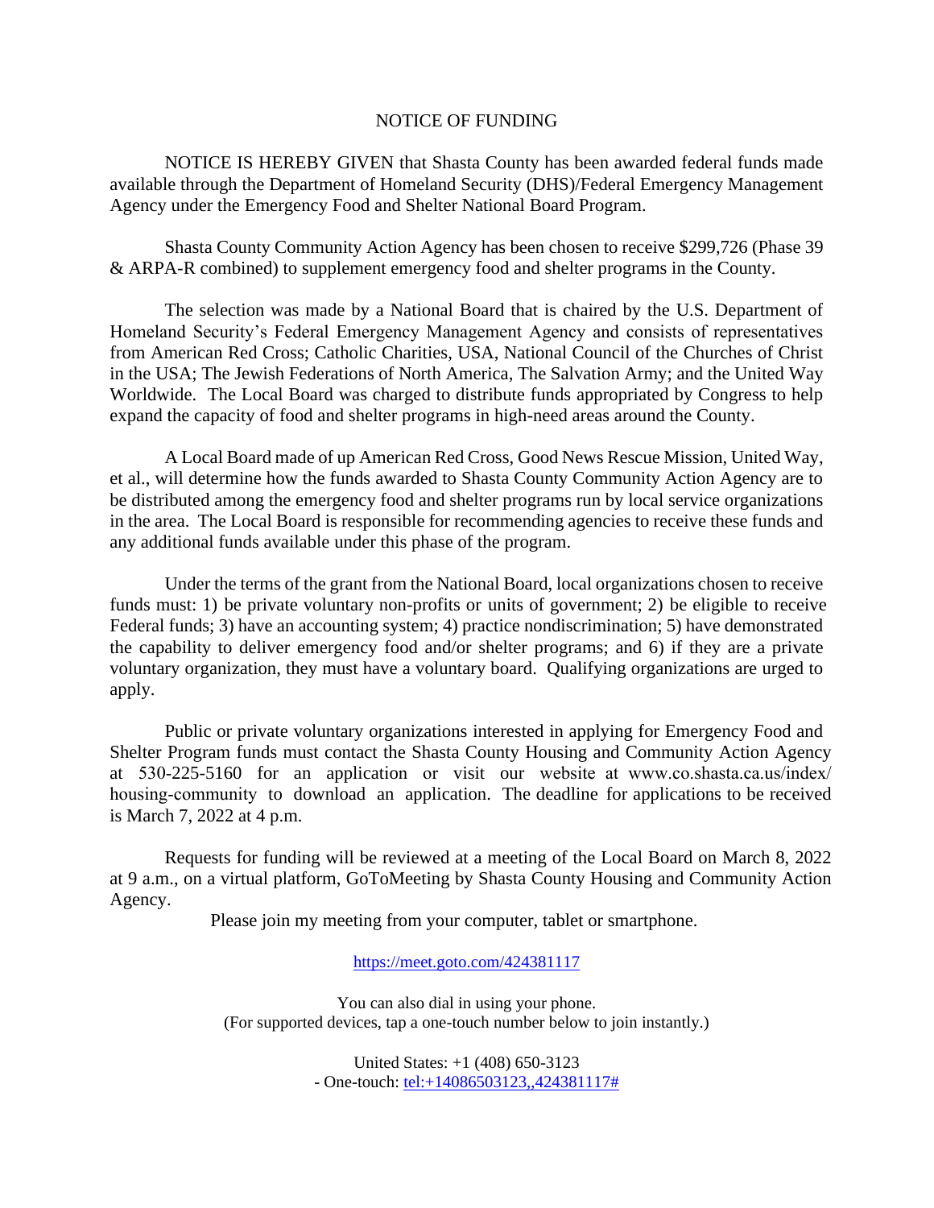# NOTICE OF FUNDING

NOTICE IS HEREBY GIVEN that Shasta County has been awarded federal funds made available through the Department of Homeland Security (DHS)/Federal Emergency Management Agency under the Emergency Food and Shelter National Board Program.

Shasta County Community Action Agency has been chosen to receive $299,726 (Phase 39 & ARPA-R combined) to supplement emergency food and shelter programs in the County.

The selection was made by a National Board that is chaired by the U.S. Department of Homeland Security's Federal Emergency Management Agency and consists of representatives from American Red Cross; Catholic Charities, USA, National Council of the Churches of Christ in the USA; The Jewish Federations of North America, The Salvation Army; and the United Way Worldwide. The Local Board was charged to distribute funds appropriated by Congress to help expand the capacity of food and shelter programs in high-need areas around the County.

A Local Board made of up American Red Cross, Good News Rescue Mission, United Way, et al., will determine how the funds awarded to Shasta County Community Action Agency are to be distributed among the emergency food and shelter programs run by local service organizations in the area. The Local Board is responsible for recommending agencies to receive these funds and any additional funds available under this phase of the program.

Under the terms of the grant from the National Board, local organizations chosen to receive funds must: 1) be private voluntary non-profits or units of government; 2) be eligible to receive Federal funds; 3) have an accounting system; 4) practice nondiscrimination; 5) have demonstrated the capability to deliver emergency food and/or shelter programs; and 6) if they are a private voluntary organization, they must have a voluntary board. Qualifying organizations are urged to apply.

Public or private voluntary organizations interested in applying for Emergency Food and Shelter Program funds must contact the Shasta County Housing and Community Action Agency at 530-225-5160 for an application or visit our website at www.co.shasta.ca.us/index/housing-community to download an application. The deadline for applications to be received is March 7, 2022 at 4 p.m.

Requests for funding will be reviewed at a meeting of the Local Board on March 8, 2022 at 9 a.m., on a virtual platform, GoToMeeting by Shasta County Housing and Community Action Agency.

Please join my meeting from your computer, tablet or smartphone.

https://meet.goto.com/424381117

You can also dial in using your phone.
(For supported devices, tap a one-touch number below to join instantly.)

United States: +1 (408) 650-3123
- One-touch: tel:+14086503123,,424381117#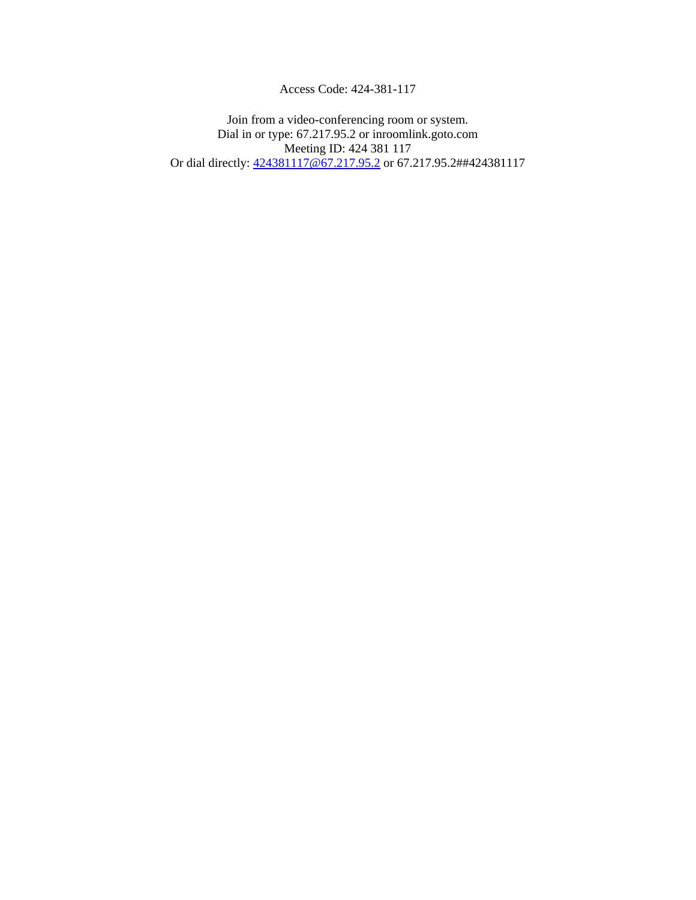Access Code: 424-381-117

Join from a video-conferencing room or system.
Dial in or type: 67.217.95.2 or inroomlink.goto.com
Meeting ID: 424 381 117
Or dial directly: 424381117@67.217.95.2 or 67.217.95.2##424381117